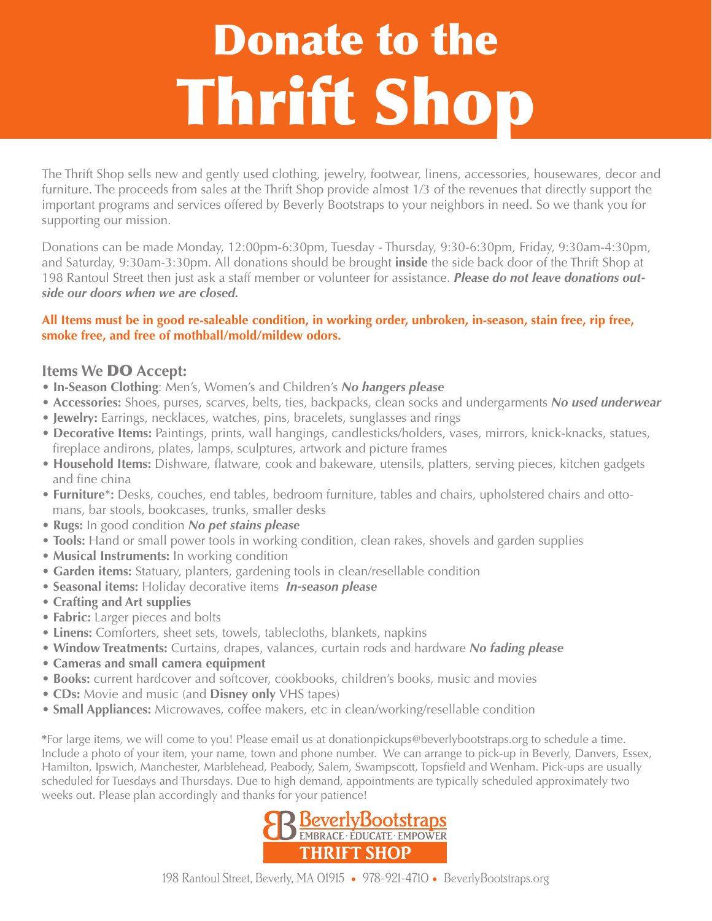# Donate to the Thrift Shop

The Thrift Shop sells new and gently used clothing, jewelry, footwear, linens, accessories, housewares, decor and furniture. The proceeds from sales at the Thrift Shop provide almost 1/3 of the revenues that directly support the important programs and services offered by Beverly Bootstraps to your neighbors in need. So we thank you for supporting our mission.

Donations can be made Monday, 12:00pm-6:30pm, Tuesday - Thursday, 9:30-6:30pm, Friday, 9:30am-4:30pm, and Saturday, 9:30am-3:30pm. All donations should be brought **inside** the side back door of the Thrift Shop at 198 Rantoul Street then just ask a staff member or volunteer for assistance. ***Please do not leave donations outside our doors when we are closed.***

**All Items must be in good re-saleable condition, in working order, unbroken, in-season, stain free, rip free, smoke free, and free of mothball/mold/mildew odors.**

## Items We DO Accept:

- **In-Season Clothing**: Men's, Women's and Children's ***No hangers please***
- **Accessories:** Shoes, purses, scarves, belts, ties, backpacks, clean socks and undergarments ***No used underwear***
- **Jewelry:** Earrings, necklaces, watches, pins, bracelets, sunglasses and rings
- **Decorative Items:** Paintings, prints, wall hangings, candlesticks/holders, vases, mirrors, knick-knacks, statues, fireplace andirons, plates, lamps, sculptures, artwork and picture frames
- **Household Items:** Dishware, flatware, cook and bakeware, utensils, platters, serving pieces, kitchen gadgets and fine china
- **Furniture*:** Desks, couches, end tables, bedroom furniture, tables and chairs, upholstered chairs and ottomans, bar stools, bookcases, trunks, smaller desks
- **Rugs:** In good condition ***No pet stains please***
- **Tools:** Hand or small power tools in working condition, clean rakes, shovels and garden supplies
- **Musical Instruments:** In working condition
- **Garden items:** Statuary, planters, gardening tools in clean/resellable condition
- **Seasonal items:** Holiday decorative items ***In-season please***
- **Crafting and Art supplies**
- **Fabric:** Larger pieces and bolts
- **Linens:** Comforters, sheet sets, towels, tablecloths, blankets, napkins
- **Window Treatments:** Curtains, drapes, valances, curtain rods and hardware ***No fading please***
- **Cameras and small camera equipment**
- **Books:** current hardcover and softcover, cookbooks, children's books, music and movies
- **CDs:** Movie and music (and **Disney only** VHS tapes)
- **Small Appliances:** Microwaves, coffee makers, etc in clean/working/resellable condition

*For large items, we will come to you! Please email us at donationpickups@beverlybootstraps.org to schedule a time. Include a photo of your item, your name, town and phone number. We can arrange to pick-up in Beverly, Danvers, Essex, Hamilton, Ipswich, Manchester, Marblehead, Peabody, Salem, Swampscott, Topsfield and Wenham. Pick-ups are usually scheduled for Tuesdays and Thursdays. Due to high demand, appointments are typically scheduled approximately two weeks out. Please plan accordingly and thanks for your patience!

BeverlyBootstraps
EMBRACE · EDUCATE · EMPOWER
THRIFT SHOP

198 Rantoul Street, Beverly, MA 01915 • 978-921-4710 • BeverlyBootstraps.org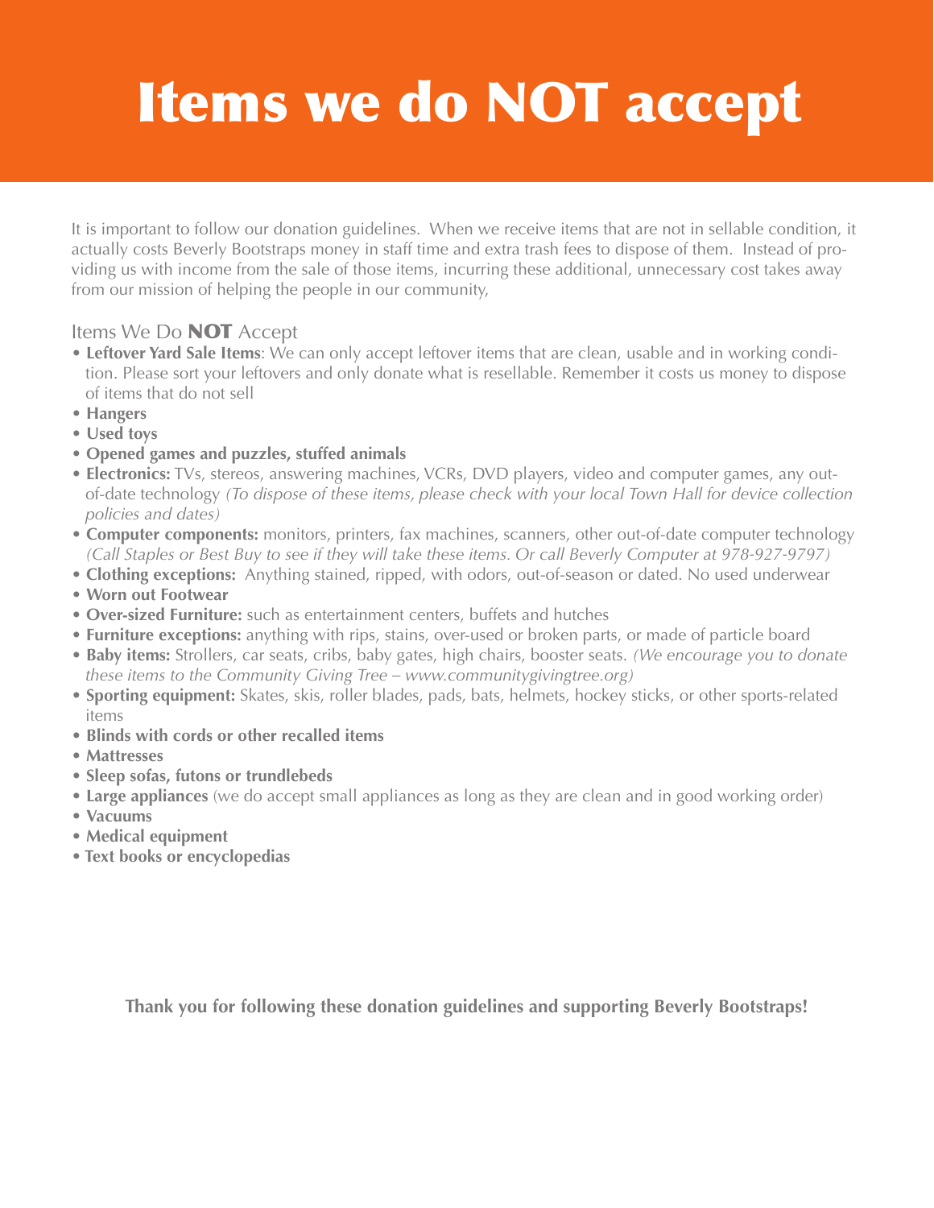# Items we do NOT accept

It is important to follow our donation guidelines. When we receive items that are not in sellable condition, it actually costs Beverly Bootstraps money in staff time and extra trash fees to dispose of them. Instead of providing us with income from the sale of those items, incurring these additional, unnecessary cost takes away from our mission of helping the people in our community,

Items We Do **NOT** Accept

- **Leftover Yard Sale Items**: We can only accept leftover items that are clean, usable and in working condition. Please sort your leftovers and only donate what is resellable. Remember it costs us money to dispose of items that do not sell
- **Hangers**
- **Used toys**
- **Opened games and puzzles, stuffed animals**
- **Electronics:** TVs, stereos, answering machines, VCRs, DVD players, video and computer games, any out-of-date technology *(To dispose of these items, please check with your local Town Hall for device collection policies and dates)*
- **Computer components:** monitors, printers, fax machines, scanners, other out-of-date computer technology *(Call Staples or Best Buy to see if they will take these items. Or call Beverly Computer at 978-927-9797)*
- **Clothing exceptions:** Anything stained, ripped, with odors, out-of-season or dated. No used underwear
- **Worn out Footwear**
- **Over-sized Furniture:** such as entertainment centers, buffets and hutches
- **Furniture exceptions:** anything with rips, stains, over-used or broken parts, or made of particle board
- **Baby items:** Strollers, car seats, cribs, baby gates, high chairs, booster seats. *(We encourage you to donate these items to the Community Giving Tree – www.communitygivingtree.org)*
- **Sporting equipment:** Skates, skis, roller blades, pads, bats, helmets, hockey sticks, or other sports-related items
- **Blinds with cords or other recalled items**
- **Mattresses**
- **Sleep sofas, futons or trundlebeds**
- **Large appliances** (we do accept small appliances as long as they are clean and in good working order)
- **Vacuums**
- **Medical equipment**
- **Text books or encyclopedias**

**Thank you for following these donation guidelines and supporting Beverly Bootstraps!**